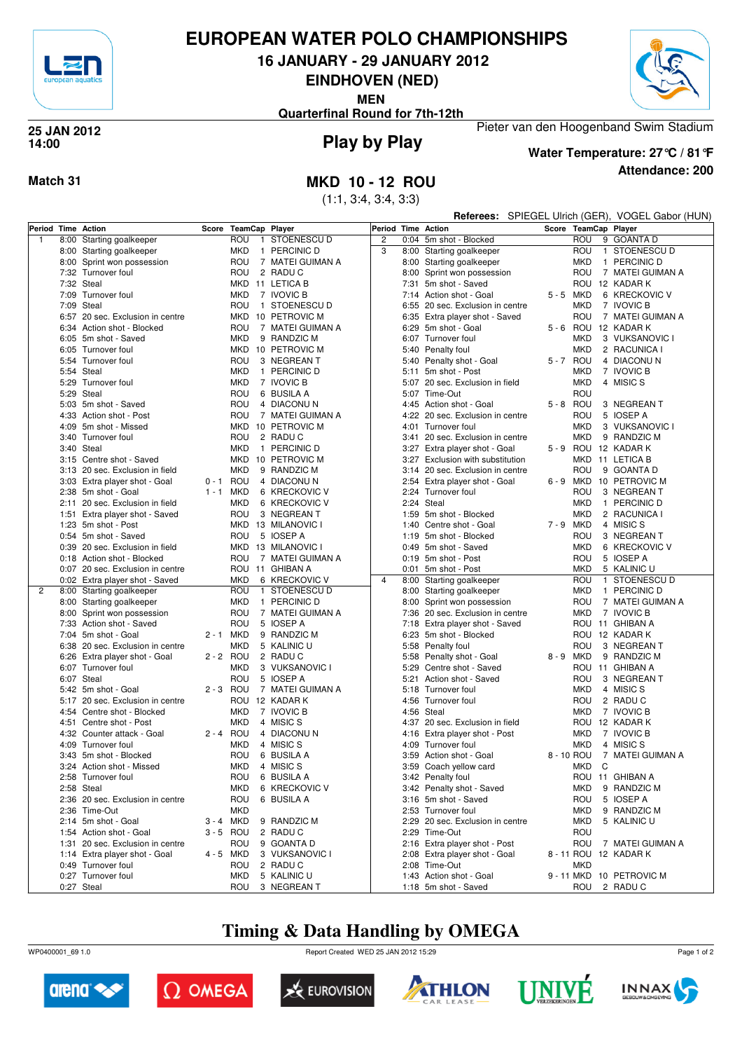# EUROPEAN WATER POLO CHAMPIONSHIPS

## 16 JANUARY - 29 JANUARY 2012

## EINDHOVEN (NED)

**MEN**

**Quarterfinal Round for 7th-12th**

**25 JAN 2012**
**14:00**

## Play by Play

Pieter van den Hoogenband Swim Stadium

**Water Temperature: 27°C / 81°F**

**Attendance: 200**

**Match 31**

## MKD 10 - 12 ROU

(1:1, 3:4, 3:4, 3:3)

**Referees:** SPIEGEL Ulrich (GER), VOGEL Gabor (HUN)

| Period | Time | Action | Score | TeamCap | | Player |
|---|---|---|---|---|---|---|
| 1 | 8:00 | Starting goalkeeper | | ROU | 1 | STOENESCU D |
| | 8:00 | Starting goalkeeper | | MKD | 1 | PERCINIC D |
| | 8:00 | Sprint won possession | | ROU | 7 | MATEI GUIMAN A |
| | 7:32 | Turnover foul | | ROU | 2 | RADU C |
| | 7:32 | Steal | | MKD | 11 | LETICA B |
| | 7:09 | Turnover foul | | MKD | 7 | IVOVIC B |
| | 7:09 | Steal | | ROU | 1 | STOENESCU D |
| | 6:57 | 20 sec. Exclusion in centre | | MKD | 10 | PETROVIC M |
| | 6:34 | Action shot - Blocked | | ROU | 7 | MATEI GUIMAN A |
| | 6:05 | 5m shot - Saved | | MKD | 9 | RANDZIC M |
| | 6:05 | Turnover foul | | MKD | 10 | PETROVIC M |
| | 5:54 | Turnover foul | | ROU | 3 | NEGREAN T |
| | 5:54 | Steal | | MKD | 1 | PERCINIC D |
| | 5:29 | Turnover foul | | MKD | 7 | IVOVIC B |
| | 5:29 | Steal | | ROU | 6 | BUSILA A |
| | 5:03 | 5m shot - Saved | | ROU | 4 | DIACONU N |
| | 4:33 | Action shot - Post | | ROU | 7 | MATEI GUIMAN A |
| | 4:09 | 5m shot - Missed | | MKD | 10 | PETROVIC M |
| | 3:40 | Turnover foul | | ROU | 2 | RADU C |
| | 3:40 | Steal | | MKD | 1 | PERCINIC D |
| | 3:15 | Centre shot - Saved | | MKD | 10 | PETROVIC M |
| | 3:13 | 20 sec. Exclusion in field | | MKD | 9 | RANDZIC M |
| | 3:03 | Extra player shot - Goal | 0 - 1 | ROU | 4 | DIACONU N |
| | 2:38 | 5m shot - Goal | 1 - 1 | MKD | 6 | KRECKOVIC V |
| | 2:11 | 20 sec. Exclusion in field | | MKD | 6 | KRECKOVIC V |
| | 1:51 | Extra player shot - Saved | | ROU | 3 | NEGREAN T |
| | 1:23 | 5m shot - Post | | MKD | 13 | MILANOVIC I |
| | 0:54 | 5m shot - Saved | | ROU | 5 | IOSEP A |
| | 0:39 | 20 sec. Exclusion in field | | MKD | 13 | MILANOVIC I |
| | 0:18 | Action shot - Blocked | | ROU | 7 | MATEI GUIMAN A |
| | 0:07 | 20 sec. Exclusion in centre | | ROU | 11 | GHIBAN A |
| | 0:02 | Extra player shot - Saved | | MKD | 6 | KRECKOVIC V |
| 2 | 8:00 | Starting goalkeeper | | ROU | 1 | STOENESCU D |
| | 8:00 | Starting goalkeeper | | MKD | 1 | PERCINIC D |
| | 8:00 | Sprint won possession | | ROU | 7 | MATEI GUIMAN A |
| | 7:33 | Action shot - Saved | | ROU | 5 | IOSEP A |
| | 7:04 | 5m shot - Goal | 2 - 1 | MKD | 9 | RANDZIC M |
| | 6:38 | 20 sec. Exclusion in centre | | MKD | 5 | KALINIC U |
| | 6:26 | Extra player shot - Goal | 2 - 2 | ROU | 2 | RADU C |
| | 6:07 | Turnover foul | | MKD | 3 | VUKSANOVIC I |
| | 6:07 | Steal | | ROU | 5 | IOSEP A |
| | 5:42 | 5m shot - Goal | 2 - 3 | ROU | 7 | MATEI GUIMAN A |
| | 5:17 | 20 sec. Exclusion in centre | | ROU | 12 | KADAR K |
| | 4:54 | Centre shot - Blocked | | MKD | 7 | IVOVIC B |
| | 4:51 | Centre shot - Post | | MKD | 4 | MISIC S |
| | 4:32 | Counter attack - Goal | 2 - 4 | ROU | 4 | DIACONU N |
| | 4:09 | Turnover foul | | MKD | 4 | MISIC S |
| | 3:43 | 5m shot - Blocked | | ROU | 6 | BUSILA A |
| | 3:24 | Action shot - Missed | | MKD | 4 | MISIC S |
| | 2:58 | Turnover foul | | ROU | 6 | BUSILA A |
| | 2:58 | Steal | | MKD | 6 | KRECKOVIC V |
| | 2:36 | 20 sec. Exclusion in centre | | ROU | 6 | BUSILA A |
| | 2:36 | Time-Out | | MKD | | |
| | 2:14 | 5m shot - Goal | 3 - 4 | MKD | 9 | RANDZIC M |
| | 1:54 | Action shot - Goal | 3 - 5 | ROU | 2 | RADU C |
| | 1:31 | 20 sec. Exclusion in centre | | ROU | 9 | GOANTA D |
| | 1:14 | Extra player shot - Goal | 4 - 5 | MKD | 3 | VUKSANOVIC I |
| | 0:49 | Turnover foul | | ROU | 2 | RADU C |
| | 0:27 | Turnover foul | | MKD | 5 | KALINIC U |
| | 0:27 | Steal | | ROU | 3 | NEGREAN T |
| 2 | 0:04 | 5m shot - Blocked | | ROU | 9 | GOANTA D |
| 3 | 8:00 | Starting goalkeeper | | ROU | 1 | STOENESCU D |
| | 8:00 | Starting goalkeeper | | MKD | 1 | PERCINIC D |
| | 8:00 | Sprint won possession | | ROU | 7 | MATEI GUIMAN A |
| | 7:31 | 5m shot - Saved | | ROU | 12 | KADAR K |
| | 7:14 | Action shot - Goal | 5 - 5 | MKD | 6 | KRECKOVIC V |
| | 6:55 | 20 sec. Exclusion in centre | | MKD | 7 | IVOVIC B |
| | 6:35 | Extra player shot - Saved | | ROU | 7 | MATEI GUIMAN A |
| | 6:29 | 5m shot - Goal | 5 - 6 | ROU | 12 | KADAR K |
| | 6:07 | Turnover foul | | MKD | 3 | VUKSANOVIC I |
| | 5:40 | Penalty foul | | MKD | 2 | RACUNICA I |
| | 5:40 | Penalty shot - Goal | 5 - 7 | ROU | 4 | DIACONU N |
| | 5:11 | 5m shot - Post | | MKD | 7 | IVOVIC B |
| | 5:07 | 20 sec. Exclusion in field | | MKD | 4 | MISIC S |
| | 5:07 | Time-Out | | ROU | | |
| | 4:45 | Action shot - Goal | 5 - 8 | ROU | 3 | NEGREAN T |
| | 4:22 | 20 sec. Exclusion in centre | | ROU | 5 | IOSEP A |
| | 4:01 | Turnover foul | | MKD | 3 | VUKSANOVIC I |
| | 3:41 | 20 sec. Exclusion in centre | | MKD | 9 | RANDZIC M |
| | 3:27 | Extra player shot - Goal | 5 - 9 | ROU | 12 | KADAR K |
| | 3:27 | Exclusion with substitution | | MKD | 11 | LETICA B |
| | 3:14 | 20 sec. Exclusion in centre | | ROU | 9 | GOANTA D |
| | 2:54 | Extra player shot - Goal | 6 - 9 | MKD | 10 | PETROVIC M |
| | 2:24 | Turnover foul | | ROU | 3 | NEGREAN T |
| | 2:24 | Steal | | MKD | 1 | PERCINIC D |
| | 1:59 | 5m shot - Blocked | | MKD | 2 | RACUNICA I |
| | 1:40 | Centre shot - Goal | 7 - 9 | MKD | 4 | MISIC S |
| | 1:19 | 5m shot - Blocked | | ROU | 3 | NEGREAN T |
| | 0:49 | 5m shot - Saved | | MKD | 6 | KRECKOVIC V |
| | 0:19 | 5m shot - Post | | ROU | 5 | IOSEP A |
| | 0:01 | 5m shot - Post | | MKD | 5 | KALINIC U |
| 4 | 8:00 | Starting goalkeeper | | ROU | 1 | STOENESCU D |
| | 8:00 | Starting goalkeeper | | MKD | 1 | PERCINIC D |
| | 8:00 | Sprint won possession | | ROU | 7 | MATEI GUIMAN A |
| | 7:36 | 20 sec. Exclusion in centre | | MKD | 7 | IVOVIC B |
| | 7:18 | Extra player shot - Saved | | ROU | 11 | GHIBAN A |
| | 6:23 | 5m shot - Blocked | | ROU | 12 | KADAR K |
| | 5:58 | Penalty foul | | ROU | 3 | NEGREAN T |
| | 5:58 | Penalty shot - Goal | 8 - 9 | MKD | 9 | RANDZIC M |
| | 5:29 | Centre shot - Saved | | ROU | 11 | GHIBAN A |
| | 5:21 | Action shot - Saved | | ROU | 3 | NEGREAN T |
| | 5:18 | Turnover foul | | MKD | 4 | MISIC S |
| | 4:56 | Turnover foul | | ROU | 2 | RADU C |
| | 4:56 | Steal | | MKD | 7 | IVOVIC B |
| | 4:37 | 20 sec. Exclusion in field | | ROU | 12 | KADAR K |
| | 4:16 | Extra player shot - Post | | MKD | 7 | IVOVIC B |
| | 4:09 | Turnover foul | | MKD | 4 | MISIC S |
| | 3:59 | Action shot - Goal | 8 - 10 | ROU | 7 | MATEI GUIMAN A |
| | 3:59 | Coach yellow card | | MKD | C | |
| | 3:42 | Penalty foul | | ROU | 11 | GHIBAN A |
| | 3:42 | Penalty shot - Saved | | MKD | 9 | RANDZIC M |
| | 3:16 | 5m shot - Saved | | ROU | 5 | IOSEP A |
| | 2:53 | Turnover foul | | MKD | 9 | RANDZIC M |
| | 2:29 | 20 sec. Exclusion in centre | | MKD | 5 | KALINIC U |
| | 2:29 | Time-Out | | ROU | | |
| | 2:16 | Extra player shot - Post | | ROU | 7 | MATEI GUIMAN A |
| | 2:08 | Extra player shot - Goal | 8 - 11 | ROU | 12 | KADAR K |
| | 2:08 | Time-Out | | MKD | | |
| | 1:43 | Action shot - Goal | 9 - 11 | MKD | 10 | PETROVIC M |
| | 1:18 | 5m shot - Saved | | ROU | 2 | RADU C |

## Timing & Data Handling by OMEGA

WP0400001_69 1.0 — Report Created WED 25 JAN 2012 15:29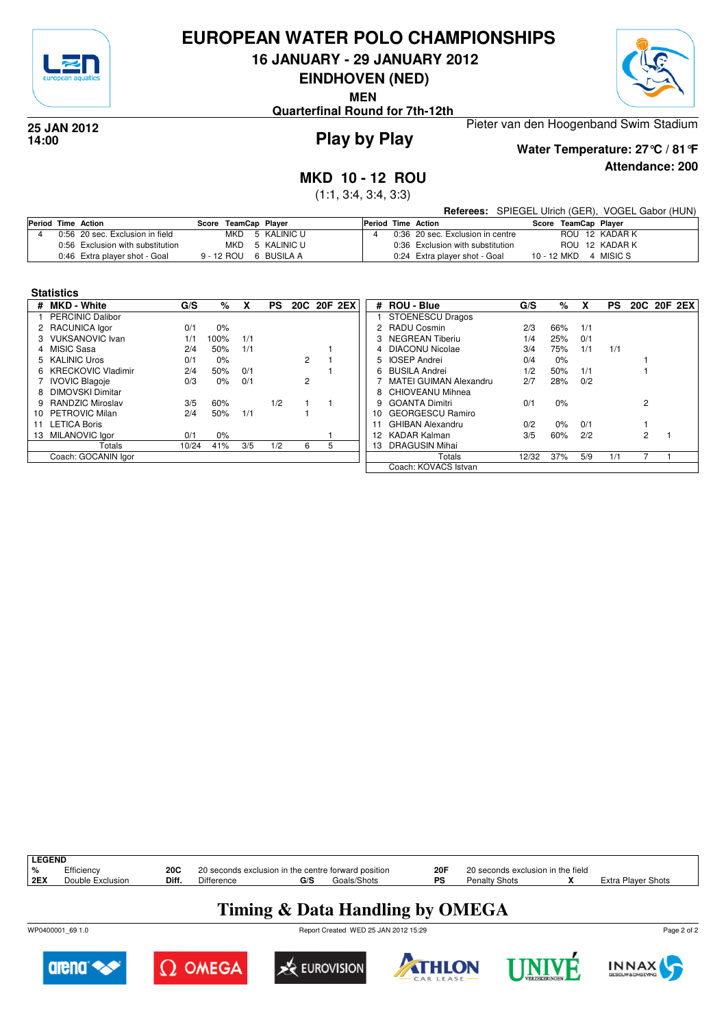# EUROPEAN WATER POLO CHAMPIONSHIPS

**16 JANUARY - 29 JANUARY 2012**

**EINDHOVEN (NED)**

**MEN**

**Quarterfinal Round for 7th-12th**

**25 JAN 2012**
**14:00**

## Play by Play

Pieter van den Hoogenband Swim Stadium

**Water Temperature: 27°C / 81°F**

**Attendance: 200**

## MKD 10 - 12 ROU

(1:1, 3:4, 3:4, 3:3)

**Referees:** SPIEGEL Ulrich (GER), VOGEL Gabor (HUN)

| Period | Time | Action | Score | TeamCap | Player |
|---|---|---|---|---|---|
| 4 | 0:56 | 20 sec. Exclusion in field | | MKD 5 | KALINIC U |
| | 0:56 | Exclusion with substitution | | MKD 5 | KALINIC U |
| | 0:46 | Extra player shot - Goal | 9 - 12 | ROU 6 | BUSILA A |
| 4 | 0:36 | 20 sec. Exclusion in centre | | ROU 12 | KADAR K |
| | 0:36 | Exclusion with substitution | | ROU 12 | KADAR K |
| | 0:24 | Extra player shot - Goal | 10 - 12 | MKD 4 | MISIC S |

### Statistics

| # | MKD - White | G/S | % | X | PS | 20C | 20F | 2EX |
|---|---|---|---|---|---|---|---|---|
| 1 | PERCINIC Dalibor | | | | | | | |
| 2 | RACUNICA Igor | 0/1 | 0% | | | | | |
| 3 | VUKSANOVIC Ivan | 1/1 | 100% | 1/1 | | | | |
| 4 | MISIC Sasa | 2/4 | 50% | 1/1 | | | 1 | |
| 5 | KALINIC Uros | 0/1 | 0% | | | 2 | 1 | |
| 6 | KRECKOVIC Vladimir | 2/4 | 50% | 0/1 | | | 1 | |
| 7 | IVOVIC Blagoje | 0/3 | 0% | 0/1 | | 2 | | |
| 8 | DIMOVSKI Dimitar | | | | | | | |
| 9 | RANDZIC Miroslav | 3/5 | 60% | | 1/2 | 1 | 1 | |
| 10 | PETROVIC Milan | 2/4 | 50% | 1/1 | | 1 | | |
| 11 | LETICA Boris | | | | | | | |
| 13 | MILANOVIC Igor | 0/1 | 0% | | | | 1 | |
| | Totals | 10/24 | 41% | 3/5 | 1/2 | 6 | 5 | |
| | Coach: GOCANIN Igor | | | | | | | |

| # | ROU - Blue | G/S | % | X | PS | 20C | 20F | 2EX |
|---|---|---|---|---|---|---|---|---|
| 1 | STOENESCU Dragos | | | | | | | |
| 2 | RADU Cosmin | 2/3 | 66% | 1/1 | | | | |
| 3 | NEGREAN Tiberiu | 1/4 | 25% | 0/1 | | | | |
| 4 | DIACONU Nicolae | 3/4 | 75% | 1/1 | 1/1 | | | |
| 5 | IOSEP Andrei | 0/4 | 0% | | | 1 | | |
| 6 | BUSILA Andrei | 1/2 | 50% | 1/1 | | 1 | | |
| 7 | MATEI GUIMAN Alexandru | 2/7 | 28% | 0/2 | | | | |
| 8 | CHIOVEANU Mihnea | | | | | | | |
| 9 | GOANTA Dimitri | 0/1 | 0% | | | 2 | | |
| 10 | GEORGESCU Ramiro | | | | | | | |
| 11 | GHIBAN Alexandru | 0/2 | 0% | 0/1 | | 1 | | |
| 12 | KADAR Kalman | 3/5 | 60% | 2/2 | | 2 | 1 | |
| 13 | DRAGUSIN Mihai | | | | | | | |
| | Totals | 12/32 | 37% | 5/9 | 1/1 | 7 | 1 | |
| | Coach: KOVACS Istvan | | | | | | | |

| LEGEND | | | | | | | |
|---|---|---|---|---|---|---|---|
| % | Efficiency | 20C | 20 seconds exclusion in the centre forward position | | 20F | 20 seconds exclusion in the field | |
| 2EX | Double Exclusion | Diff. | Difference | G/S Goals/Shots | PS | Penalty Shots | X Extra Player Shots |

## Timing & Data Handling by OMEGA

WP0400001_69 1.0 Report Created WED 25 JAN 2012 15:29